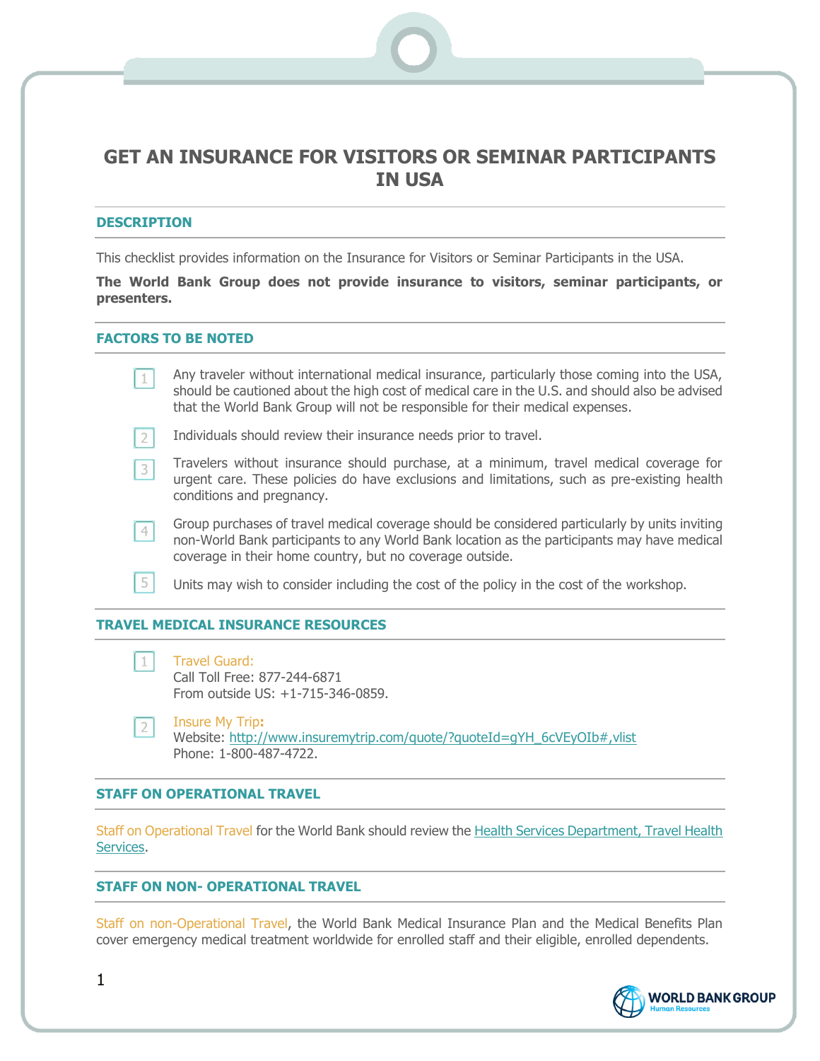# GET AN INSURANCE FOR VISITORS OR SEMINAR PARTICIPANTS IN USA

## DESCRIPTION

This checklist provides information on the Insurance for Visitors or Seminar Participants in the USA.

**The World Bank Group does not provide insurance to visitors, seminar participants, or presenters.**

## FACTORS TO BE NOTED

1. Any traveler without international medical insurance, particularly those coming into the USA, should be cautioned about the high cost of medical care in the U.S. and should also be advised that the World Bank Group will not be responsible for their medical expenses.
2. Individuals should review their insurance needs prior to travel.
3. Travelers without insurance should purchase, at a minimum, travel medical coverage for urgent care. These policies do have exclusions and limitations, such as pre-existing health conditions and pregnancy.
4. Group purchases of travel medical coverage should be considered particularly by units inviting non-World Bank participants to any World Bank location as the participants may have medical coverage in their home country, but no coverage outside.
5. Units may wish to consider including the cost of the policy in the cost of the workshop.

## TRAVEL MEDICAL INSURANCE RESOURCES

1. Travel Guard:
   Call Toll Free: 877-244-6871
   From outside US: +1-715-346-0859.
2. Insure My Trip:
   Website: http://www.insuremytrip.com/quote/?quoteId=gYH_6cVEyOIb#,vlist
   Phone: 1-800-487-4722.

## STAFF ON OPERATIONAL TRAVEL

Staff on Operational Travel for the World Bank should review the Health Services Department, Travel Health Services.

## STAFF ON NON- OPERATIONAL TRAVEL

Staff on non-Operational Travel, the World Bank Medical Insurance Plan and the Medical Benefits Plan cover emergency medical treatment worldwide for enrolled staff and their eligible, enrolled dependents.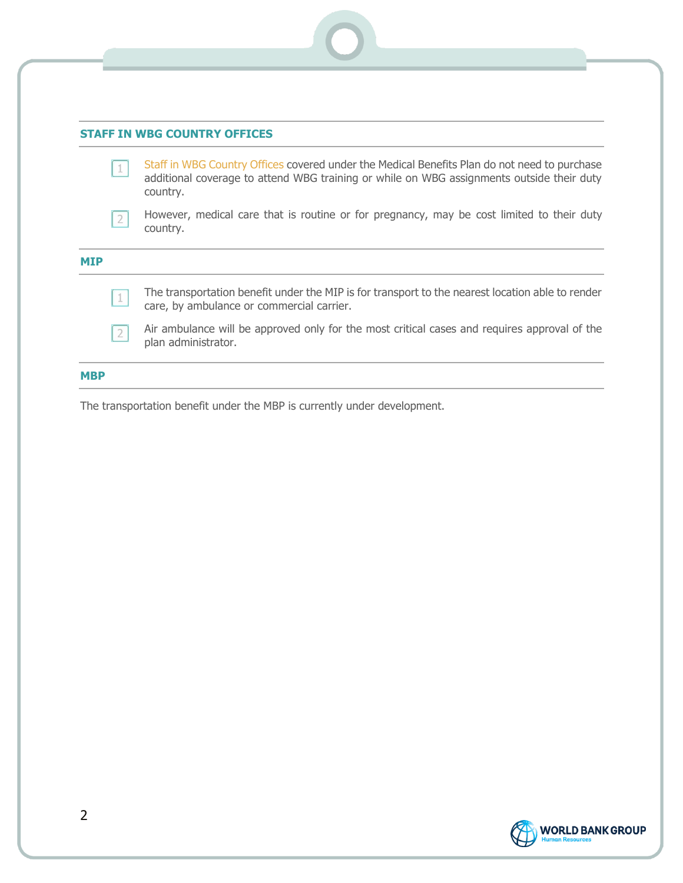## STAFF IN WBG COUNTRY OFFICES

1. Staff in WBG Country Offices covered under the Medical Benefits Plan do not need to purchase additional coverage to attend WBG training or while on WBG assignments outside their duty country.
2. However, medical care that is routine or for pregnancy, may be cost limited to their duty country.

## MIP

1. The transportation benefit under the MIP is for transport to the nearest location able to render care, by ambulance or commercial carrier.
2. Air ambulance will be approved only for the most critical cases and requires approval of the plan administrator.

## MBP

The transportation benefit under the MBP is currently under development.